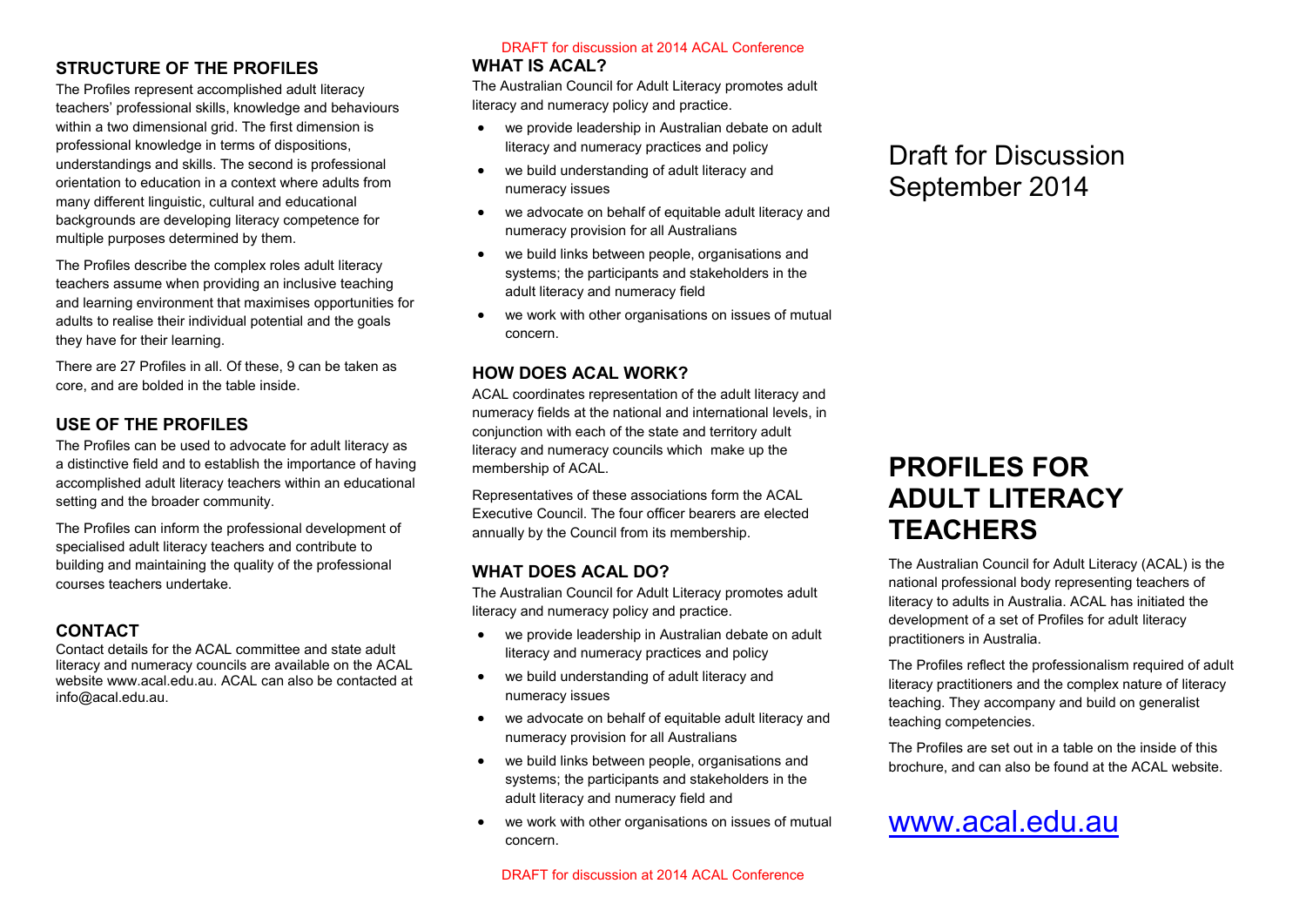## STRUCTURE OF THE PROFILES

The Profiles represent accomplished adult literacy teachers' professional skills, knowledge and behaviours within a two dimensional grid. The first dimension is professional knowledge in terms of dispositions, understandings and skills. The second is professional orientation to education in a context where adults from many different linguistic, cultural and educational backgrounds are developing literacy competence for multiple purposes determined by them.

The Profiles describe the complex roles adult literacy teachers assume when providing an inclusive teaching and learning environment that maximises opportunities for adults to realise their individual potential and the goals they have for their learning.

There are 27 Profiles in all. Of these, 9 can be taken as core, and are bolded in the table inside.

## USE OF THE PROFILES

The Profiles can be used to advocate for adult literacy as a distinctive field and to establish the importance of having accomplished adult literacy teachers within an educational setting and the broader community.

The Profiles can inform the professional development of specialised adult literacy teachers and contribute to building and maintaining the quality of the professional courses teachers undertake.

## CONTACT

Contact details for the ACAL committee and state adult literacy and numeracy councils are available on the ACAL website www.acal.edu.au. ACAL can also be contacted at info@acal.edu.au.

DRAFT for discussion at 2014 ACAL Conference

## WHAT IS ACAL?

The Australian Council for Adult Literacy promotes adult literacy and numeracy policy and practice.

- we provide leadership in Australian debate on adult literacy and numeracy practices and policy
- we build understanding of adult literacy and numeracy issues
- we advocate on behalf of equitable adult literacy and numeracy provision for all Australians
- we build links between people, organisations and systems; the participants and stakeholders in the adult literacy and numeracy field
- we work with other organisations on issues of mutual concern.

## HOW DOES ACAL WORK?

ACAL coordinates representation of the adult literacy and numeracy fields at the national and international levels, in conjunction with each of the state and territory adult literacy and numeracy councils which make up the membership of ACAL.

Representatives of these associations form the ACAL Executive Council. The four officer bearers are elected annually by the Council from its membership.

## WHAT DOES ACAL DO?

The Australian Council for Adult Literacy promotes adult literacy and numeracy policy and practice.

- we provide leadership in Australian debate on adult literacy and numeracy practices and policy
- we build understanding of adult literacy and numeracy issues
- we advocate on behalf of equitable adult literacy and numeracy provision for all Australians
- we build links between people, organisations and systems; the participants and stakeholders in the adult literacy and numeracy field and
- we work with other organisations on issues of mutual concern.

DRAFT for discussion at 2014 ACAL Conference

Draft for Discussion
September 2014

# PROFILES FOR ADULT LITERACY TEACHERS

The Australian Council for Adult Literacy (ACAL) is the national professional body representing teachers of literacy to adults in Australia. ACAL has initiated the development of a set of Profiles for adult literacy practitioners in Australia.

The Profiles reflect the professionalism required of adult literacy practitioners and the complex nature of literacy teaching. They accompany and build on generalist teaching competencies.

The Profiles are set out in a table on the inside of this brochure, and can also be found at the ACAL website.

www.acal.edu.au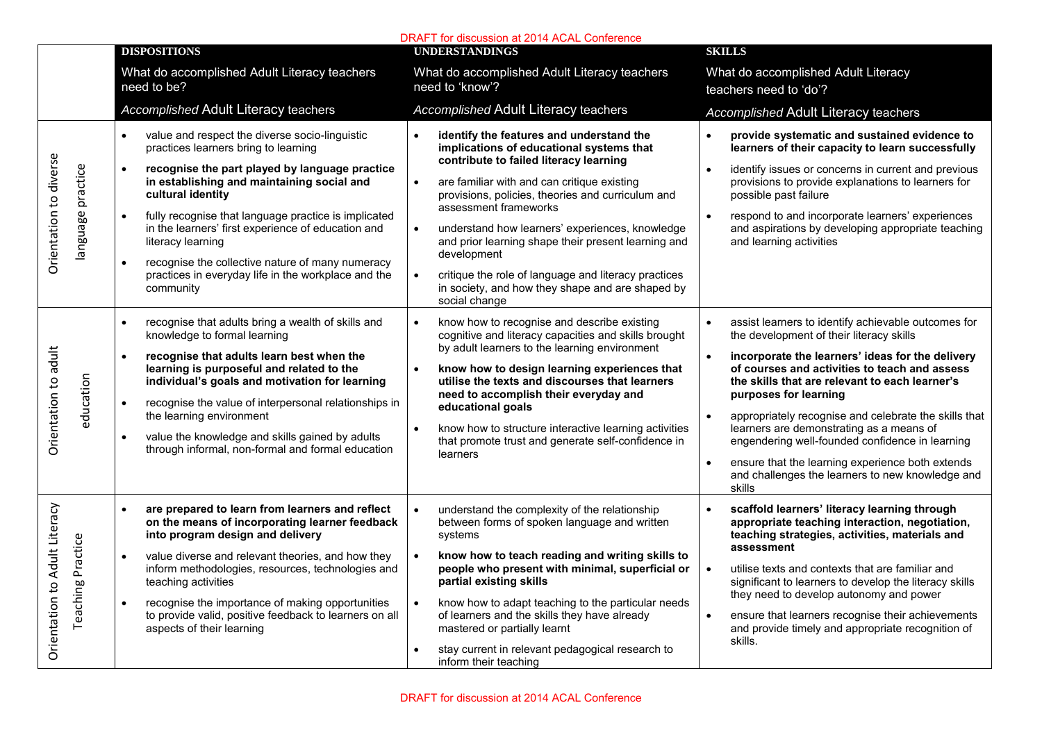DRAFT for discussion at 2014 ACAL Conference

| | **DISPOSITIONS**<br>What do accomplished Adult Literacy teachers need to be?<br>*Accomplished* Adult Literacy teachers | **UNDERSTANDINGS**<br>What do accomplished Adult Literacy teachers need to 'know'?<br>*Accomplished* Adult Literacy teachers | **SKILLS**<br>What do accomplished Adult Literacy teachers need to 'do'?<br>*Accomplished* Adult Literacy teachers |
|---|---|---|---|
| Orientation to diverse language practice | • value and respect the diverse socio-linguistic practices learners bring to learning<br>• **recognise the part played by language practice in establishing and maintaining social and cultural identity**<br>• fully recognise that language practice is implicated in the learners' first experience of education and literacy learning<br>• recognise the collective nature of many numeracy practices in everyday life in the workplace and the community | • **identify the features and understand the implications of educational systems that contribute to failed literacy learning**<br>• are familiar with and can critique existing provisions, policies, theories and curriculum and assessment frameworks<br>• understand how learners' experiences, knowledge and prior learning shape their present learning and development<br>• critique the role of language and literacy practices in society, and how they shape and are shaped by social change | • **provide systematic and sustained evidence to learners of their capacity to learn successfully**<br>• identify issues or concerns in current and previous provisions to provide explanations to learners for possible past failure<br>• respond to and incorporate learners' experiences and aspirations by developing appropriate teaching and learning activities |
| Orientation to adult education | • recognise that adults bring a wealth of skills and knowledge to formal learning<br>• **recognise that adults learn best when the learning is purposeful and related to the individual's goals and motivation for learning**<br>• recognise the value of interpersonal relationships in the learning environment<br>• value the knowledge and skills gained by adults through informal, non-formal and formal education | • know how to recognise and describe existing cognitive and literacy capacities and skills brought by adult learners to the learning environment<br>• **know how to design learning experiences that utilise the texts and discourses that learners need to accomplish their everyday and educational goals**<br>• know how to structure interactive learning activities that promote trust and generate self-confidence in learners | • assist learners to identify achievable outcomes for the development of their literacy skills<br>• **incorporate the learners' ideas for the delivery of courses and activities to teach and assess the skills that are relevant to each learner's purposes for learning**<br>• appropriately recognise and celebrate the skills that learners are demonstrating as a means of engendering well-founded confidence in learning<br>• ensure that the learning experience both extends and challenges the learners to new knowledge and skills |
| Orientation to Adult Literacy Teaching Practice | • **are prepared to learn from learners and reflect on the means of incorporating learner feedback into program design and delivery**<br>• value diverse and relevant theories, and how they inform methodologies, resources, technologies and teaching activities<br>• recognise the importance of making opportunities to provide valid, positive feedback to learners on all aspects of their learning | • understand the complexity of the relationship between forms of spoken language and written systems<br>• **know how to teach reading and writing skills to people who present with minimal, superficial or partial existing skills**<br>• know how to adapt teaching to the particular needs of learners and the skills they have already mastered or partially learnt<br>• stay current in relevant pedagogical research to inform their teaching | • **scaffold learners' literacy learning through appropriate teaching interaction, negotiation, teaching strategies, activities, materials and assessment**<br>• utilise texts and contexts that are familiar and significant to learners to develop the literacy skills they need to develop autonomy and power<br>• ensure that learners recognise their achievements and provide timely and appropriate recognition of skills. |

DRAFT for discussion at 2014 ACAL Conference